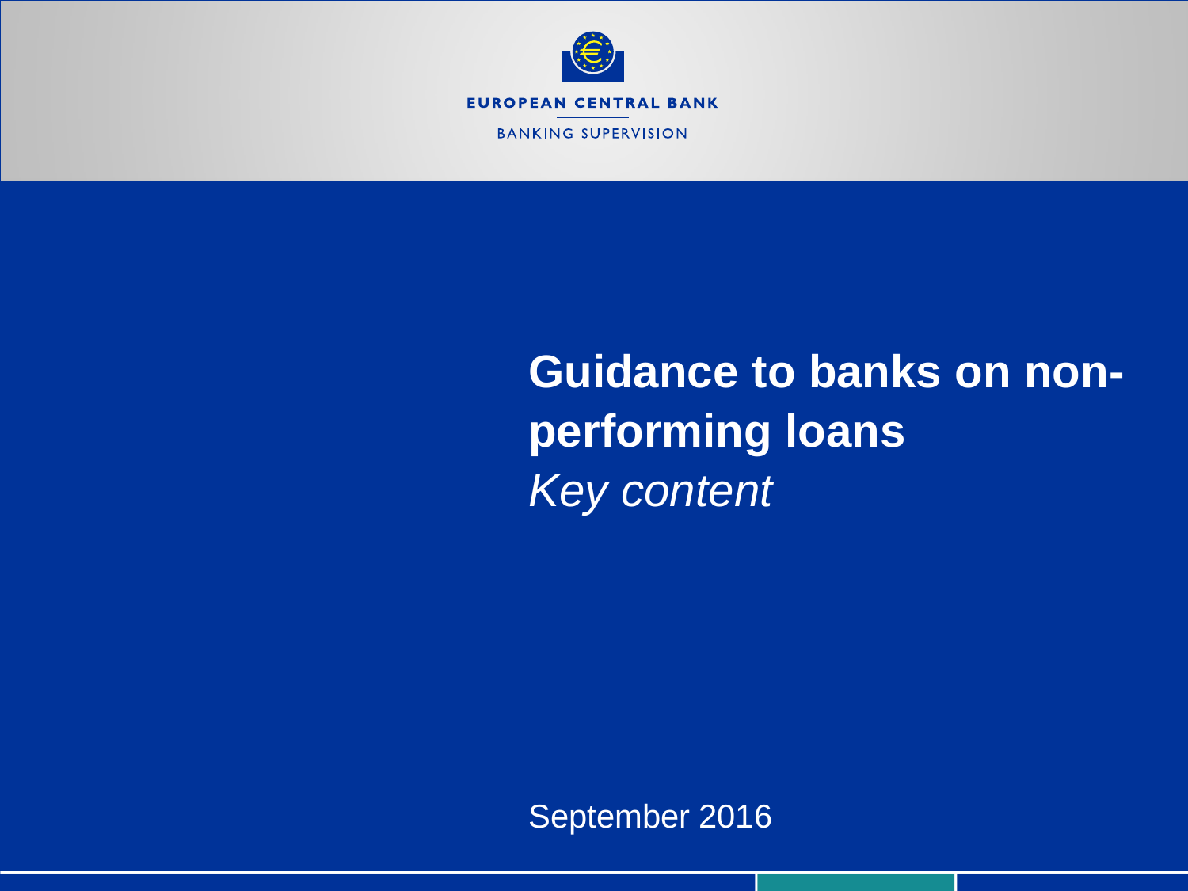EUROPEAN CENTRAL BANK

BANKING SUPERVISION

# Guidance to banks on non-performing loans

*Key content*

September 2016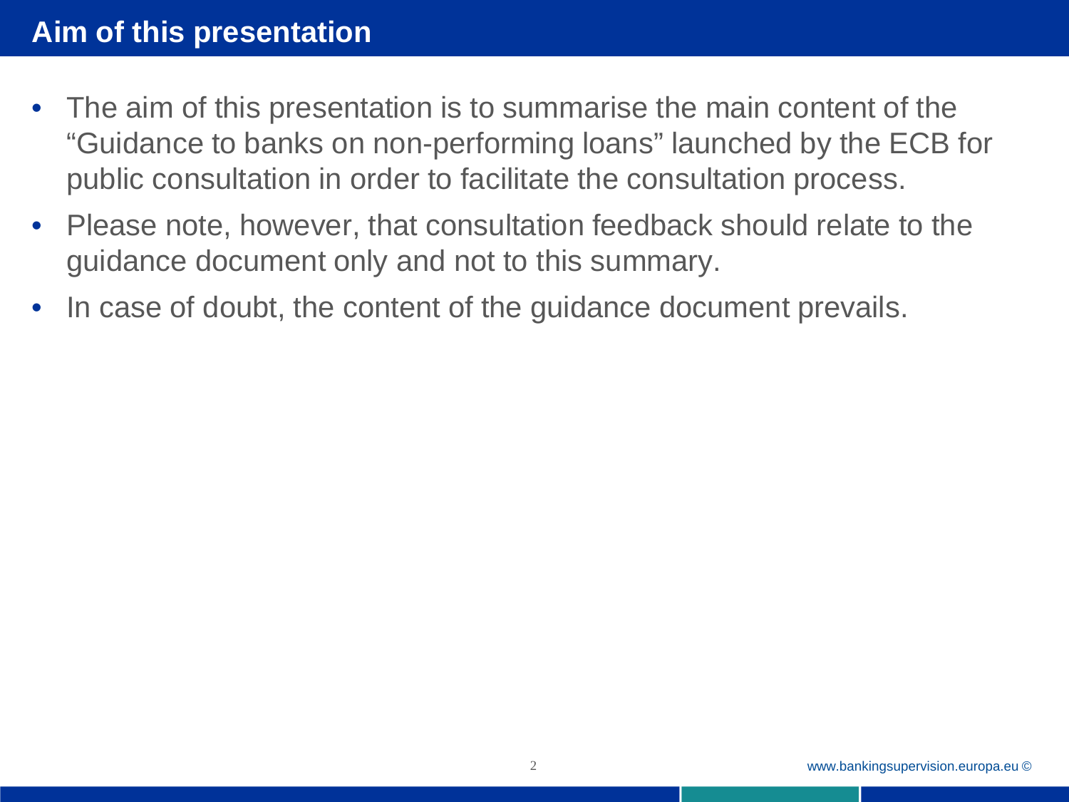# Aim of this presentation

- The aim of this presentation is to summarise the main content of the "Guidance to banks on non-performing loans" launched by the ECB for public consultation in order to facilitate the consultation process.
- Please note, however, that consultation feedback should relate to the guidance document only and not to this summary.
- In case of doubt, the content of the guidance document prevails.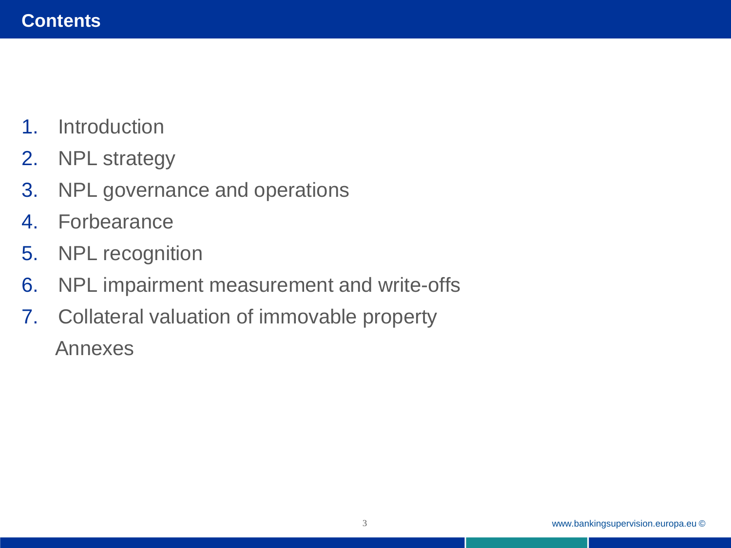# Contents

1. Introduction
2. NPL strategy
3. NPL governance and operations
4. Forbearance
5. NPL recognition
6. NPL impairment measurement and write-offs
7. Collateral valuation of immovable property

Annexes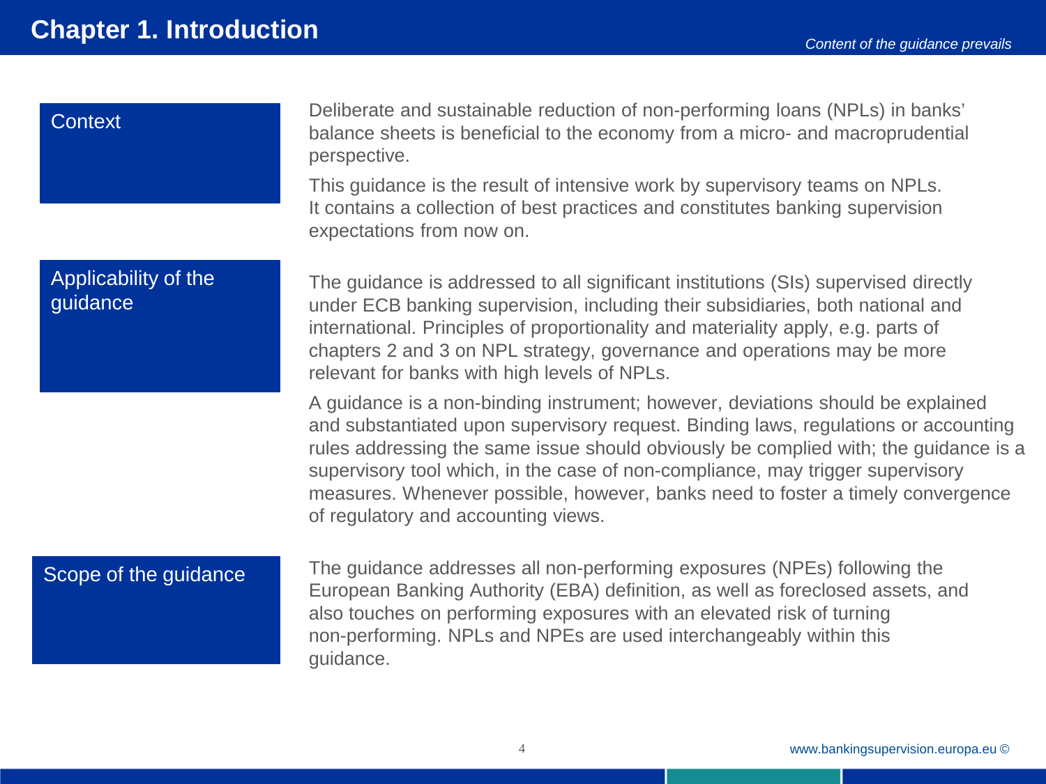# Chapter 1. Introduction

*Content of the guidance prevails*

### Context

Deliberate and sustainable reduction of non-performing loans (NPLs) in banks' balance sheets is beneficial to the economy from a micro- and macroprudential perspective.

This guidance is the result of intensive work by supervisory teams on NPLs. It contains a collection of best practices and constitutes banking supervision expectations from now on.

### Applicability of the guidance

The guidance is addressed to all significant institutions (SIs) supervised directly under ECB banking supervision, including their subsidiaries, both national and international. Principles of proportionality and materiality apply, e.g. parts of chapters 2 and 3 on NPL strategy, governance and operations may be more relevant for banks with high levels of NPLs.

A guidance is a non-binding instrument; however, deviations should be explained and substantiated upon supervisory request. Binding laws, regulations or accounting rules addressing the same issue should obviously be complied with; the guidance is a supervisory tool which, in the case of non-compliance, may trigger supervisory measures. Whenever possible, however, banks need to foster a timely convergence of regulatory and accounting views.

### Scope of the guidance

The guidance addresses all non-performing exposures (NPEs) following the European Banking Authority (EBA) definition, as well as foreclosed assets, and also touches on performing exposures with an elevated risk of turning non-performing. NPLs and NPEs are used interchangeably within this guidance.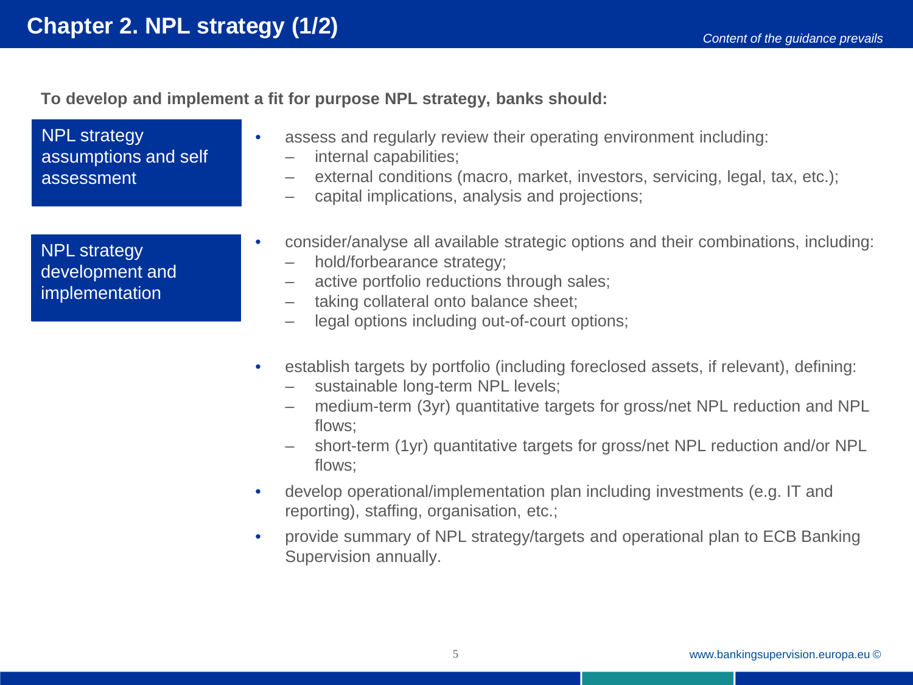# Chapter 2. NPL strategy (1/2)

*Content of the guidance prevails*

**To develop and implement a fit for purpose NPL strategy, banks should:**

**NPL strategy assumptions and self assessment**

- assess and regularly review their operating environment including:
  - internal capabilities;
  - external conditions (macro, market, investors, servicing, legal, tax, etc.);
  - capital implications, analysis and projections;

**NPL strategy development and implementation**

- consider/analyse all available strategic options and their combinations, including:
  - hold/forbearance strategy;
  - active portfolio reductions through sales;
  - taking collateral onto balance sheet;
  - legal options including out-of-court options;
- establish targets by portfolio (including foreclosed assets, if relevant), defining:
  - sustainable long-term NPL levels;
  - medium-term (3yr) quantitative targets for gross/net NPL reduction and NPL flows;
  - short-term (1yr) quantitative targets for gross/net NPL reduction and/or NPL flows;
- develop operational/implementation plan including investments (e.g. IT and reporting), staffing, organisation, etc.;
- provide summary of NPL strategy/targets and operational plan to ECB Banking Supervision annually.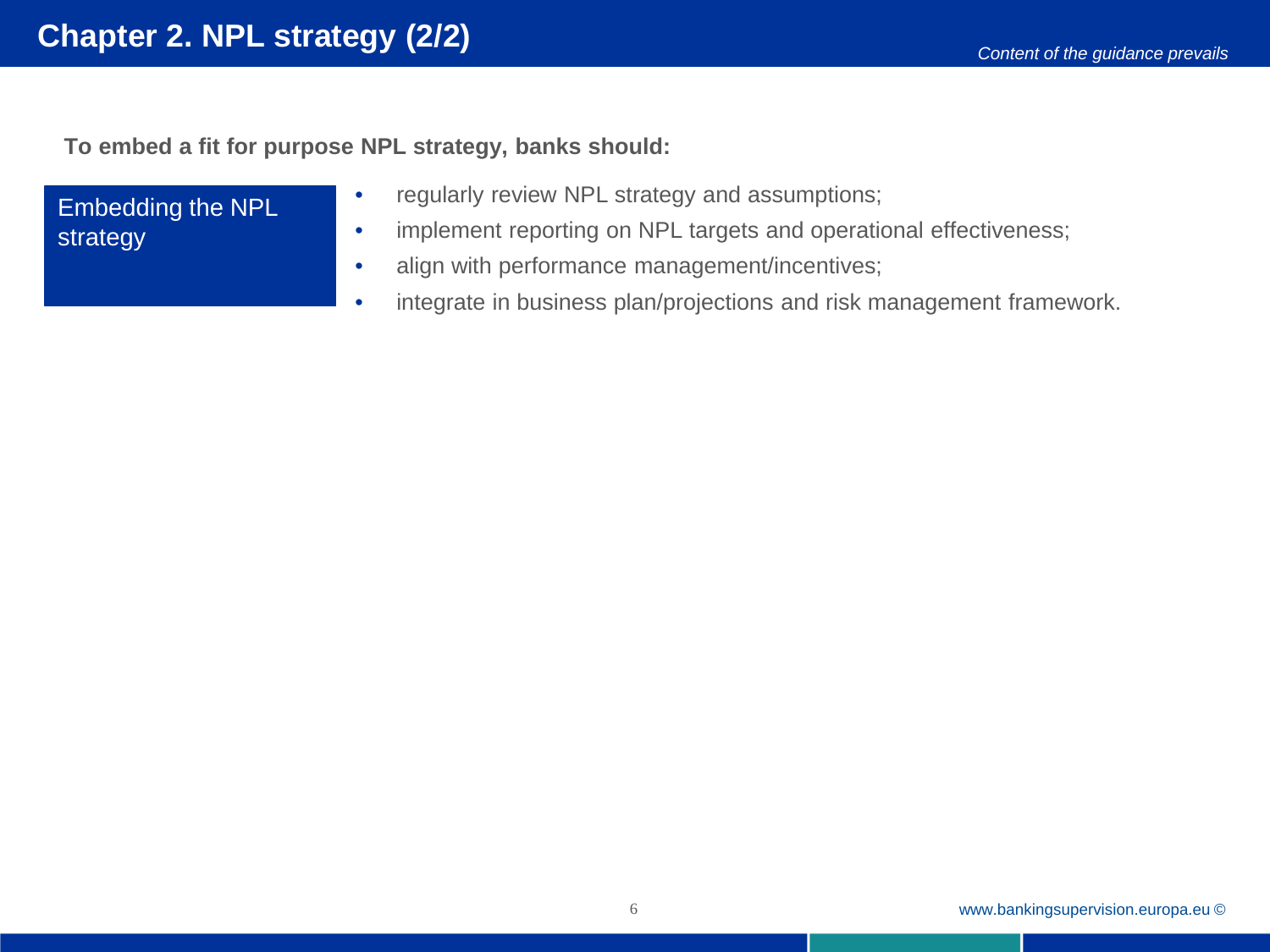# Chapter 2. NPL strategy (2/2)

*Content of the guidance prevails*

**To embed a fit for purpose NPL strategy, banks should:**

**Embedding the NPL strategy**

- regularly review NPL strategy and assumptions;
- implement reporting on NPL targets and operational effectiveness;
- align with performance management/incentives;
- integrate in business plan/projections and risk management framework.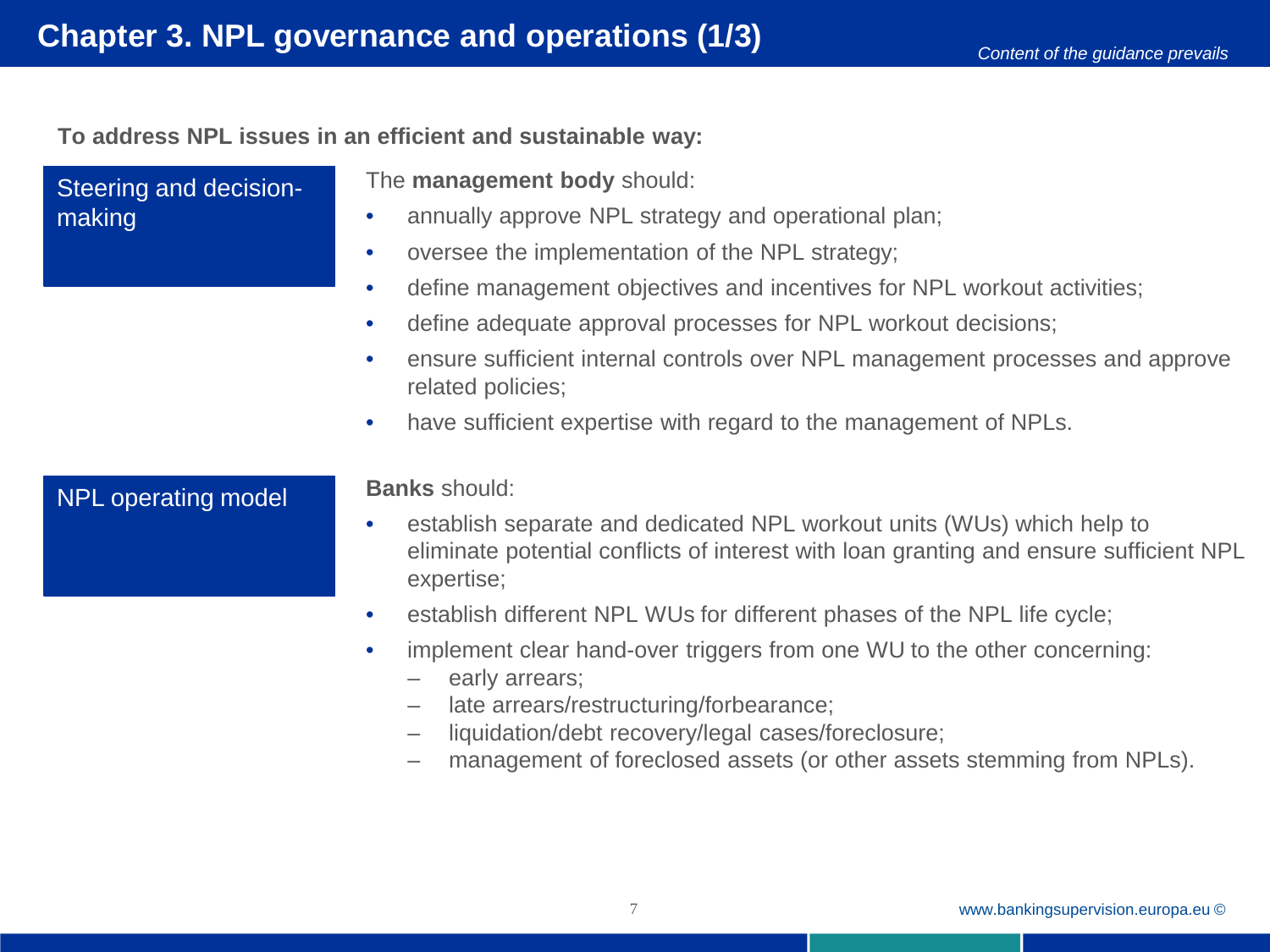# Chapter 3. NPL governance and operations (1/3)

*Content of the guidance prevails*

**To address NPL issues in an efficient and sustainable way:**

### Steering and decision-making

The **management body** should:

- annually approve NPL strategy and operational plan;
- oversee the implementation of the NPL strategy;
- define management objectives and incentives for NPL workout activities;
- define adequate approval processes for NPL workout decisions;
- ensure sufficient internal controls over NPL management processes and approve related policies;
- have sufficient expertise with regard to the management of NPLs.

### NPL operating model

**Banks** should:

- establish separate and dedicated NPL workout units (WUs) which help to eliminate potential conflicts of interest with loan granting and ensure sufficient NPL expertise;
- establish different NPL WUs for different phases of the NPL life cycle;
- implement clear hand-over triggers from one WU to the other concerning:
  - early arrears;
  - late arrears/restructuring/forbearance;
  - liquidation/debt recovery/legal cases/foreclosure;
  - management of foreclosed assets (or other assets stemming from NPLs).

www.bankingsupervision.europa.eu ©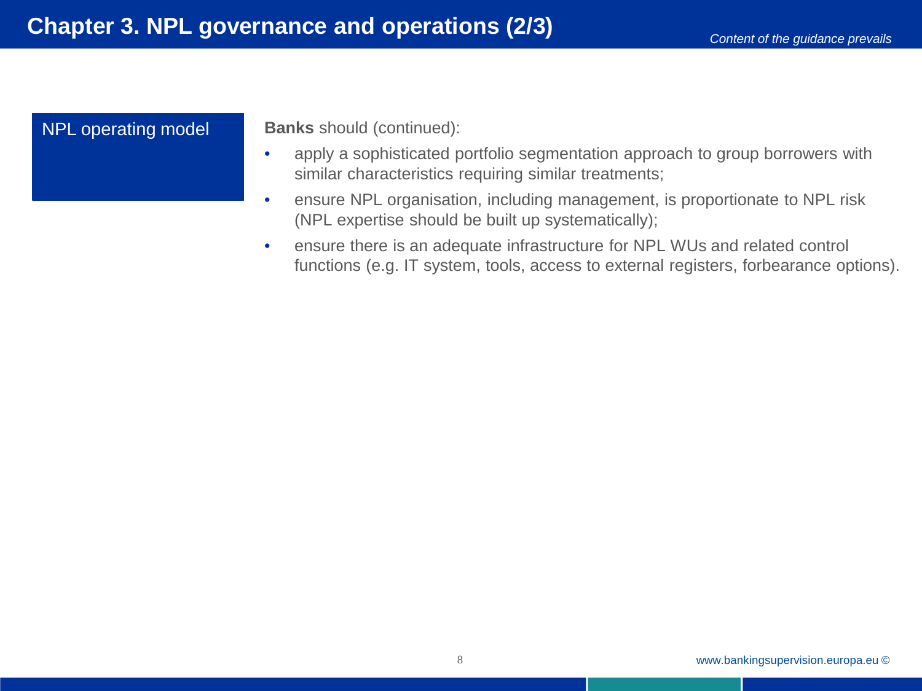# Chapter 3. NPL governance and operations (2/3)

*Content of the guidance prevails*

## NPL operating model

**Banks** should (continued):

- apply a sophisticated portfolio segmentation approach to group borrowers with similar characteristics requiring similar treatments;
- ensure NPL organisation, including management, is proportionate to NPL risk (NPL expertise should be built up systematically);
- ensure there is an adequate infrastructure for NPL WUs and related control functions (e.g. IT system, tools, access to external registers, forbearance options).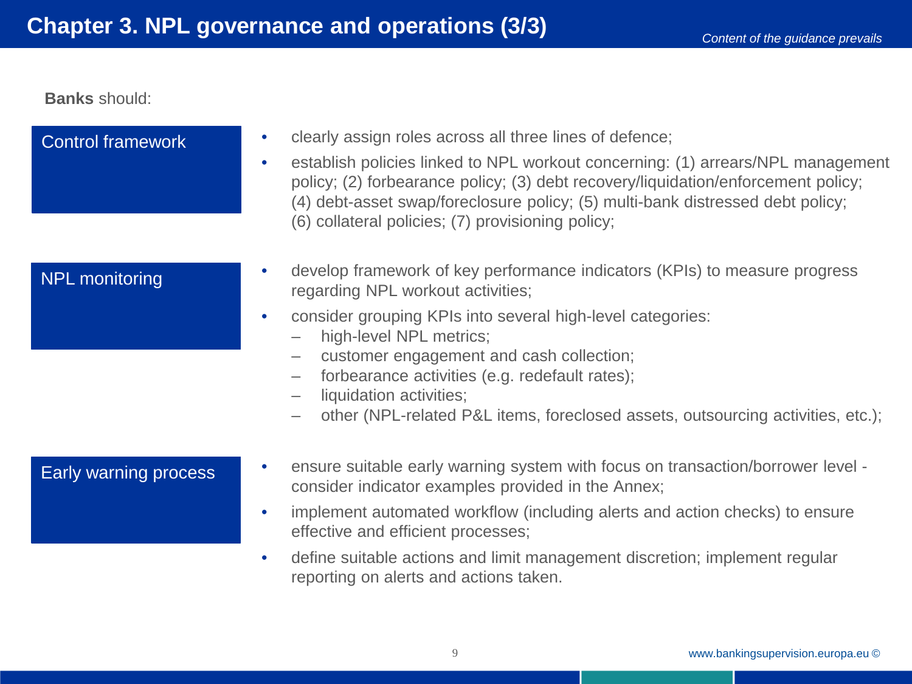# Chapter 3. NPL governance and operations (3/3)

*Content of the guidance prevails*

**Banks** should:

### Control framework

- clearly assign roles across all three lines of defence;
- establish policies linked to NPL workout concerning: (1) arrears/NPL management policy; (2) forbearance policy; (3) debt recovery/liquidation/enforcement policy; (4) debt-asset swap/foreclosure policy; (5) multi-bank distressed debt policy; (6) collateral policies; (7) provisioning policy;

### NPL monitoring

- develop framework of key performance indicators (KPIs) to measure progress regarding NPL workout activities;
- consider grouping KPIs into several high-level categories:
  - high-level NPL metrics;
  - customer engagement and cash collection;
  - forbearance activities (e.g. redefault rates);
  - liquidation activities;
  - other (NPL-related P&L items, foreclosed assets, outsourcing activities, etc.);

### Early warning process

- ensure suitable early warning system with focus on transaction/borrower level - consider indicator examples provided in the Annex;
- implement automated workflow (including alerts and action checks) to ensure effective and efficient processes;
- define suitable actions and limit management discretion; implement regular reporting on alerts and actions taken.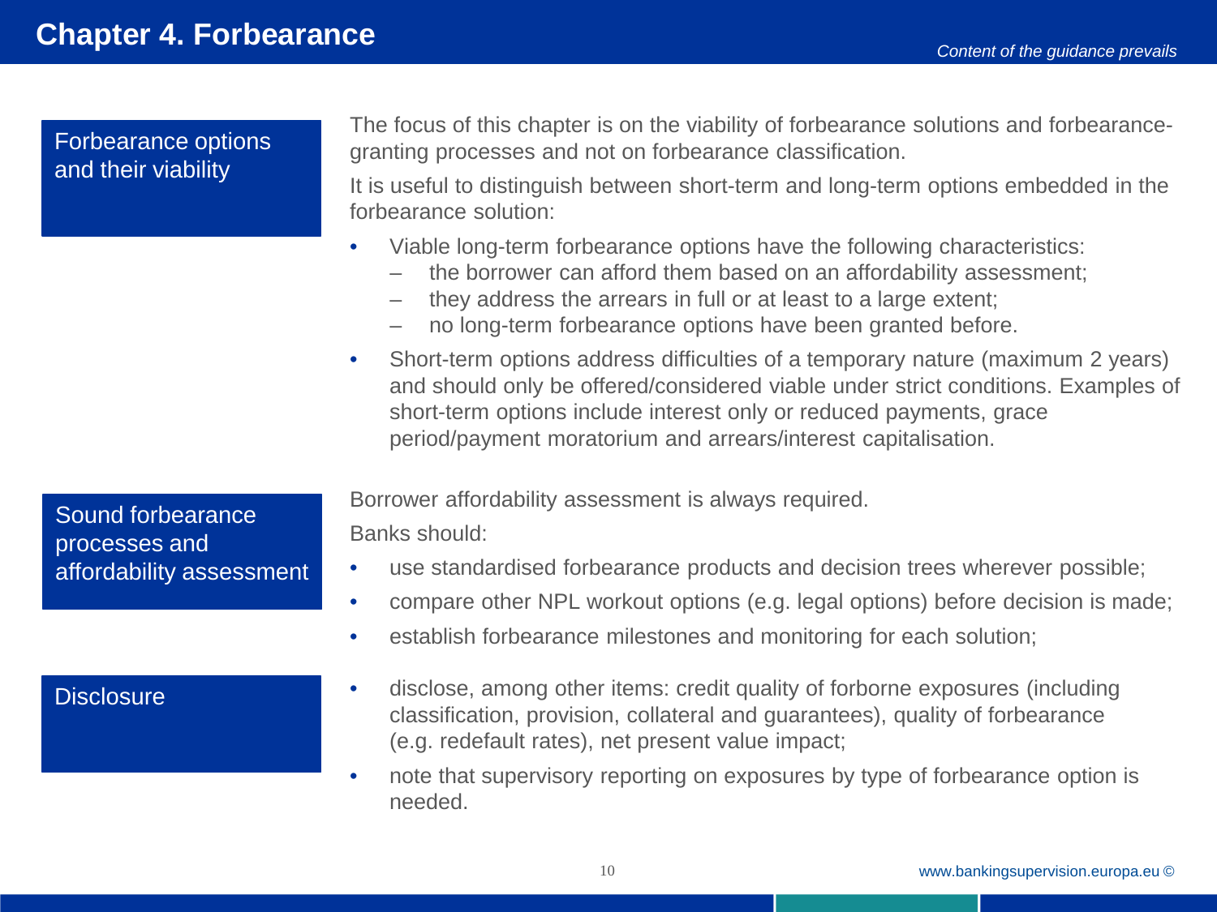# Chapter 4. Forbearance

*Content of the guidance prevails*

## Forbearance options and their viability

The focus of this chapter is on the viability of forbearance solutions and forbearance-granting processes and not on forbearance classification.

It is useful to distinguish between short-term and long-term options embedded in the forbearance solution:

- Viable long-term forbearance options have the following characteristics:
  - the borrower can afford them based on an affordability assessment;
  - they address the arrears in full or at least to a large extent;
  - no long-term forbearance options have been granted before.
- Short-term options address difficulties of a temporary nature (maximum 2 years) and should only be offered/considered viable under strict conditions. Examples of short-term options include interest only or reduced payments, grace period/payment moratorium and arrears/interest capitalisation.

## Sound forbearance processes and affordability assessment

Borrower affordability assessment is always required.

Banks should:

- use standardised forbearance products and decision trees wherever possible;
- compare other NPL workout options (e.g. legal options) before decision is made;
- establish forbearance milestones and monitoring for each solution;

## Disclosure

- disclose, among other items: credit quality of forborne exposures (including classification, provision, collateral and guarantees), quality of forbearance (e.g. redefault rates), net present value impact;
- note that supervisory reporting on exposures by type of forbearance option is needed.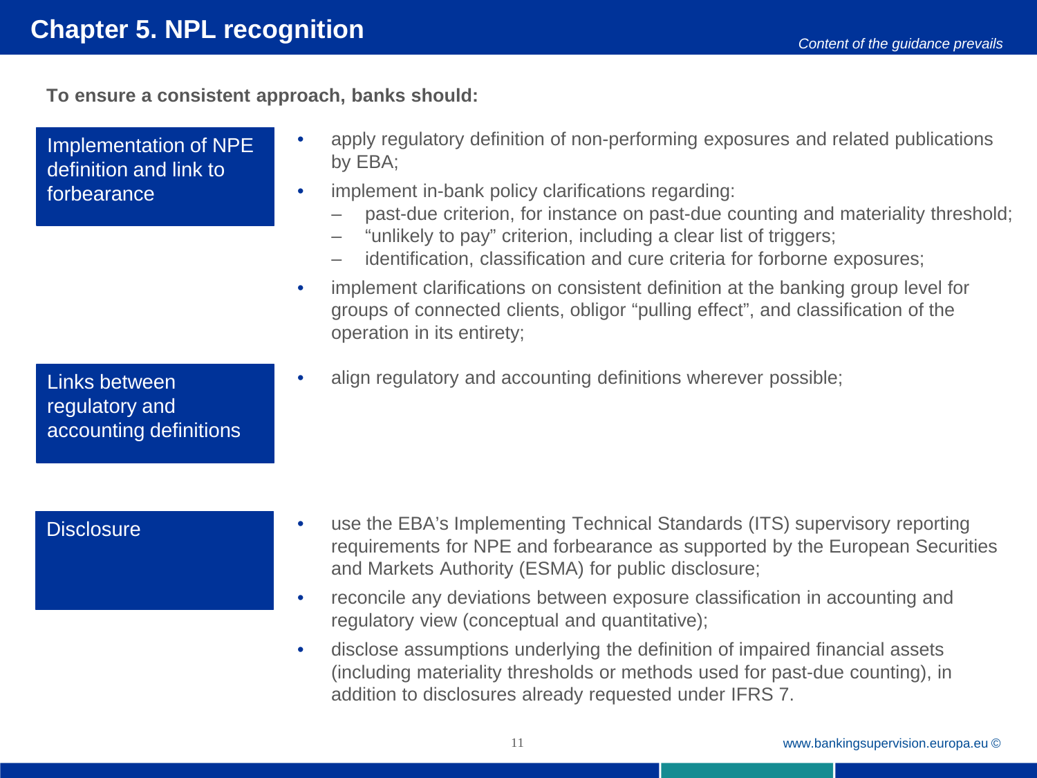# Chapter 5. NPL recognition

*Content of the guidance prevails*

**To ensure a consistent approach, banks should:**

### Implementation of NPE definition and link to forbearance

- apply regulatory definition of non-performing exposures and related publications by EBA;
- implement in-bank policy clarifications regarding:
  - past-due criterion, for instance on past-due counting and materiality threshold;
  - "unlikely to pay" criterion, including a clear list of triggers;
  - identification, classification and cure criteria for forborne exposures;
- implement clarifications on consistent definition at the banking group level for groups of connected clients, obligor "pulling effect", and classification of the operation in its entirety;

### Links between regulatory and accounting definitions

- align regulatory and accounting definitions wherever possible;

### Disclosure

- use the EBA's Implementing Technical Standards (ITS) supervisory reporting requirements for NPE and forbearance as supported by the European Securities and Markets Authority (ESMA) for public disclosure;
- reconcile any deviations between exposure classification in accounting and regulatory view (conceptual and quantitative);
- disclose assumptions underlying the definition of impaired financial assets (including materiality thresholds or methods used for past-due counting), in addition to disclosures already requested under IFRS 7.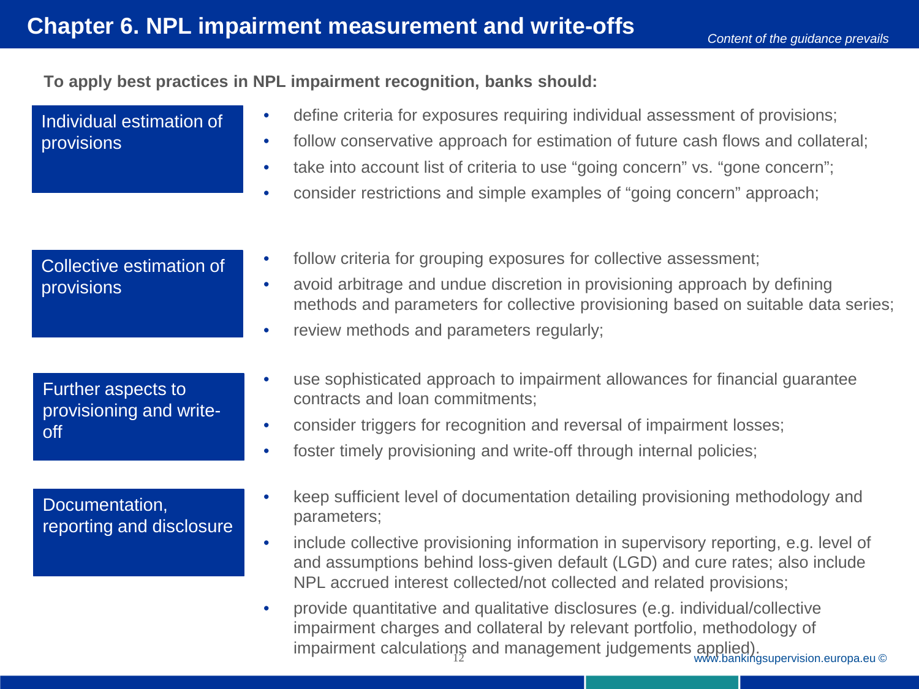# Chapter 6. NPL impairment measurement and write-offs

*Content of the guidance prevails*

**To apply best practices in NPL impairment recognition, banks should:**

| | |
|---|---|
| Individual estimation of provisions | • define criteria for exposures requiring individual assessment of provisions;<br>• follow conservative approach for estimation of future cash flows and collateral;<br>• take into account list of criteria to use "going concern" vs. "gone concern";<br>• consider restrictions and simple examples of "going concern" approach; |
| Collective estimation of provisions | • follow criteria for grouping exposures for collective assessment;<br>• avoid arbitrage and undue discretion in provisioning approach by defining methods and parameters for collective provisioning based on suitable data series;<br>• review methods and parameters regularly; |
| Further aspects to provisioning and write-off | • use sophisticated approach to impairment allowances for financial guarantee contracts and loan commitments;<br>• consider triggers for recognition and reversal of impairment losses;<br>• foster timely provisioning and write-off through internal policies; |
| Documentation, reporting and disclosure | • keep sufficient level of documentation detailing provisioning methodology and parameters;<br>• include collective provisioning information in supervisory reporting, e.g. level of and assumptions behind loss-given default (LGD) and cure rates; also include NPL accrued interest collected/not collected and related provisions;<br>• provide quantitative and qualitative disclosures (e.g. individual/collective impairment charges and collateral by relevant portfolio, methodology of impairment calculations and management judgements applied). |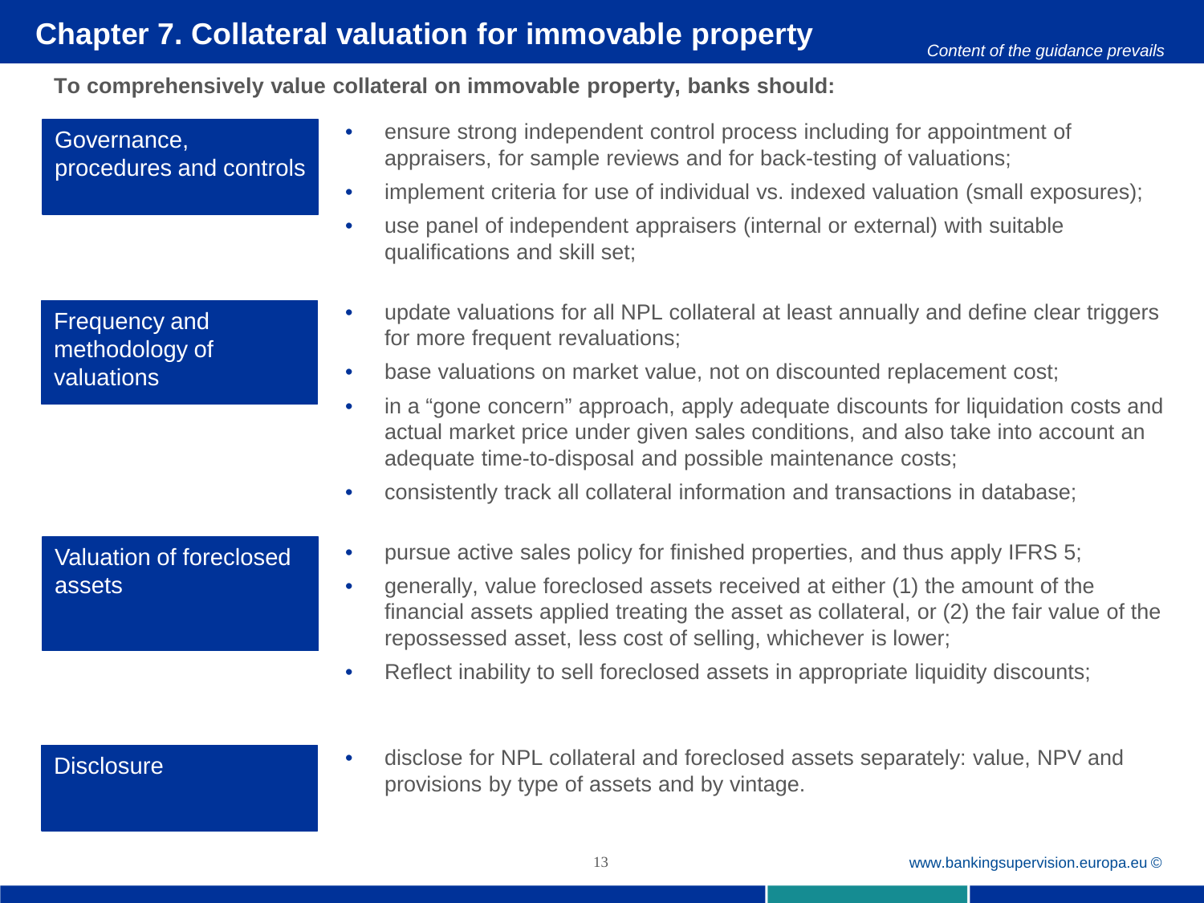# Chapter 7. Collateral valuation for immovable property

*Content of the guidance prevails*

**To comprehensively value collateral on immovable property, banks should:**

### Governance, procedures and controls

- ensure strong independent control process including for appointment of appraisers, for sample reviews and for back-testing of valuations;
- implement criteria for use of individual vs. indexed valuation (small exposures);
- use panel of independent appraisers (internal or external) with suitable qualifications and skill set;

### Frequency and methodology of valuations

- update valuations for all NPL collateral at least annually and define clear triggers for more frequent revaluations;
- base valuations on market value, not on discounted replacement cost;
- in a “gone concern” approach, apply adequate discounts for liquidation costs and actual market price under given sales conditions, and also take into account an adequate time-to-disposal and possible maintenance costs;
- consistently track all collateral information and transactions in database;

### Valuation of foreclosed assets

- pursue active sales policy for finished properties, and thus apply IFRS 5;
- generally, value foreclosed assets received at either (1) the amount of the financial assets applied treating the asset as collateral, or (2) the fair value of the repossessed asset, less cost of selling, whichever is lower;
- Reflect inability to sell foreclosed assets in appropriate liquidity discounts;

### Disclosure

- disclose for NPL collateral and foreclosed assets separately: value, NPV and provisions by type of assets and by vintage.

www.bankingsupervision.europa.eu ©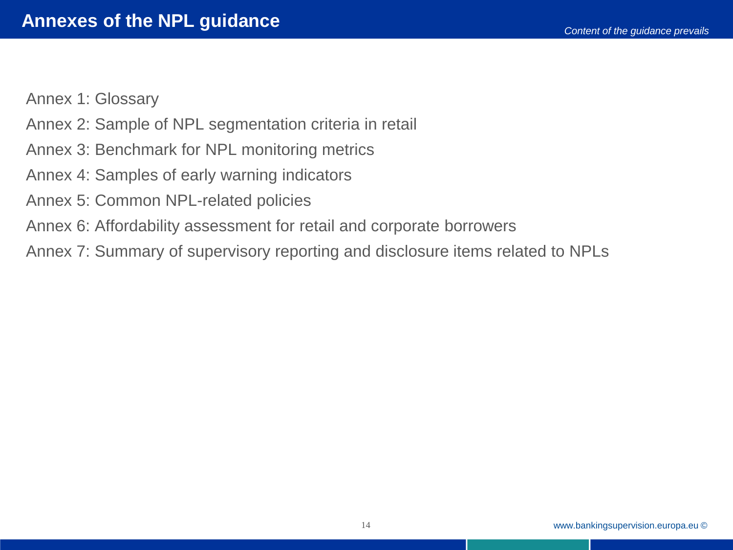# Annexes of the NPL guidance

*Content of the guidance prevails*

Annex 1: Glossary

Annex 2: Sample of NPL segmentation criteria in retail

Annex 3: Benchmark for NPL monitoring metrics

Annex 4: Samples of early warning indicators

Annex 5: Common NPL-related policies

Annex 6: Affordability assessment for retail and corporate borrowers

Annex 7: Summary of supervisory reporting and disclosure items related to NPLs